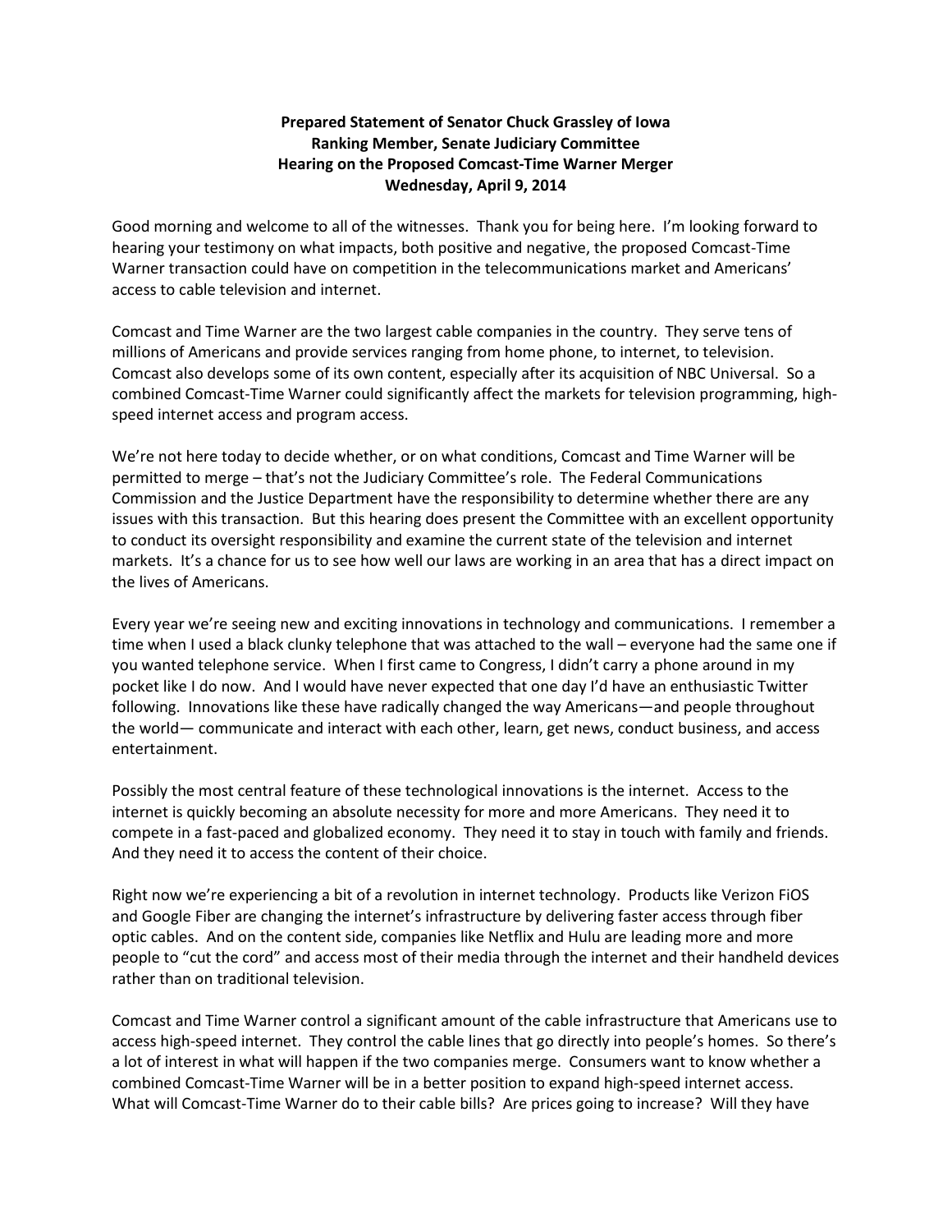**Prepared Statement of Senator Chuck Grassley of Iowa**
**Ranking Member, Senate Judiciary Committee**
**Hearing on the Proposed Comcast-Time Warner Merger**
**Wednesday, April 9, 2014**

Good morning and welcome to all of the witnesses. Thank you for being here. I'm looking forward to hearing your testimony on what impacts, both positive and negative, the proposed Comcast-Time Warner transaction could have on competition in the telecommunications market and Americans' access to cable television and internet.

Comcast and Time Warner are the two largest cable companies in the country. They serve tens of millions of Americans and provide services ranging from home phone, to internet, to television. Comcast also develops some of its own content, especially after its acquisition of NBC Universal. So a combined Comcast-Time Warner could significantly affect the markets for television programming, high-speed internet access and program access.

We're not here today to decide whether, or on what conditions, Comcast and Time Warner will be permitted to merge – that's not the Judiciary Committee's role. The Federal Communications Commission and the Justice Department have the responsibility to determine whether there are any issues with this transaction. But this hearing does present the Committee with an excellent opportunity to conduct its oversight responsibility and examine the current state of the television and internet markets. It's a chance for us to see how well our laws are working in an area that has a direct impact on the lives of Americans.

Every year we're seeing new and exciting innovations in technology and communications. I remember a time when I used a black clunky telephone that was attached to the wall – everyone had the same one if you wanted telephone service. When I first came to Congress, I didn't carry a phone around in my pocket like I do now. And I would have never expected that one day I'd have an enthusiastic Twitter following. Innovations like these have radically changed the way Americans—and people throughout the world— communicate and interact with each other, learn, get news, conduct business, and access entertainment.

Possibly the most central feature of these technological innovations is the internet. Access to the internet is quickly becoming an absolute necessity for more and more Americans. They need it to compete in a fast-paced and globalized economy. They need it to stay in touch with family and friends. And they need it to access the content of their choice.

Right now we're experiencing a bit of a revolution in internet technology. Products like Verizon FiOS and Google Fiber are changing the internet's infrastructure by delivering faster access through fiber optic cables. And on the content side, companies like Netflix and Hulu are leading more and more people to "cut the cord" and access most of their media through the internet and their handheld devices rather than on traditional television.

Comcast and Time Warner control a significant amount of the cable infrastructure that Americans use to access high-speed internet. They control the cable lines that go directly into people's homes. So there's a lot of interest in what will happen if the two companies merge. Consumers want to know whether a combined Comcast-Time Warner will be in a better position to expand high-speed internet access. What will Comcast-Time Warner do to their cable bills? Are prices going to increase? Will they have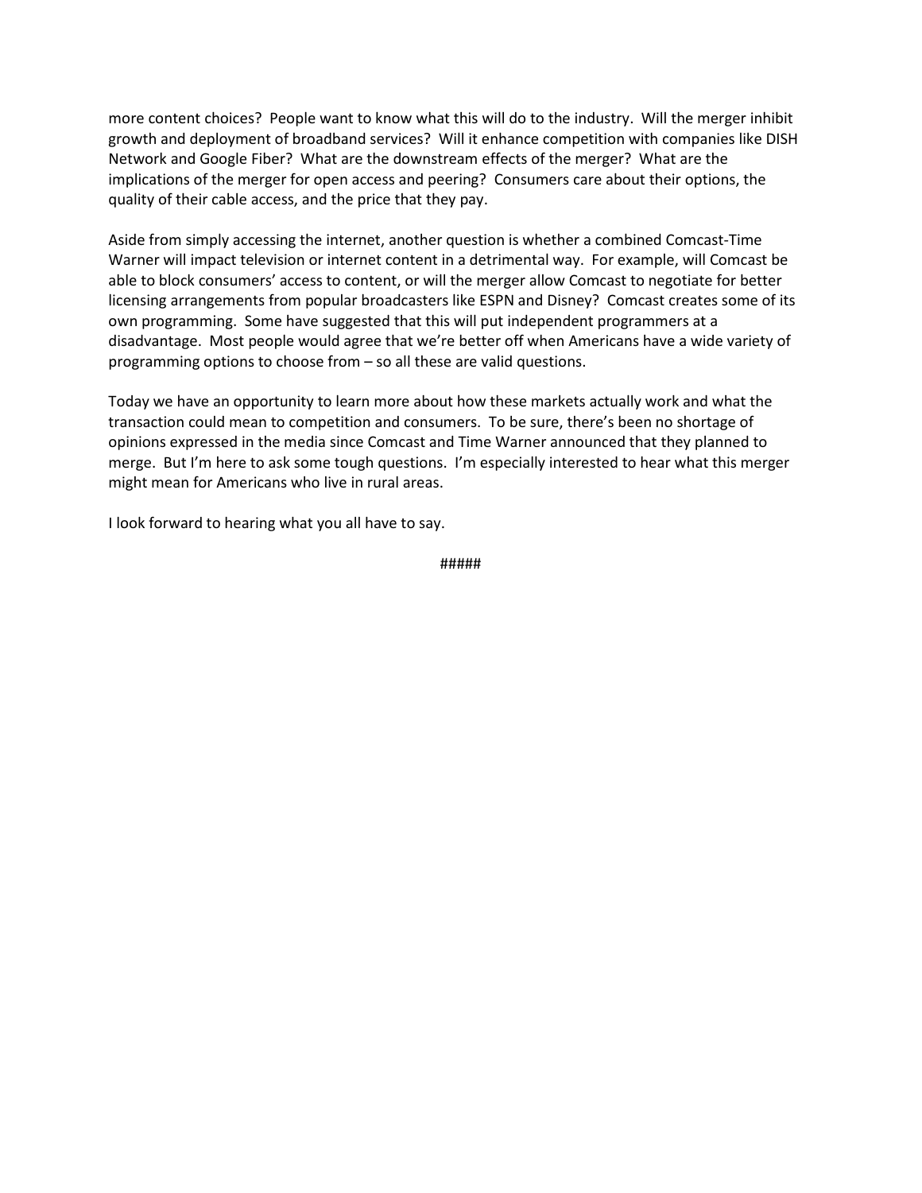more content choices? People want to know what this will do to the industry. Will the merger inhibit growth and deployment of broadband services? Will it enhance competition with companies like DISH Network and Google Fiber? What are the downstream effects of the merger? What are the implications of the merger for open access and peering? Consumers care about their options, the quality of their cable access, and the price that they pay.

Aside from simply accessing the internet, another question is whether a combined Comcast-Time Warner will impact television or internet content in a detrimental way. For example, will Comcast be able to block consumers' access to content, or will the merger allow Comcast to negotiate for better licensing arrangements from popular broadcasters like ESPN and Disney? Comcast creates some of its own programming. Some have suggested that this will put independent programmers at a disadvantage. Most people would agree that we're better off when Americans have a wide variety of programming options to choose from – so all these are valid questions.

Today we have an opportunity to learn more about how these markets actually work and what the transaction could mean to competition and consumers. To be sure, there's been no shortage of opinions expressed in the media since Comcast and Time Warner announced that they planned to merge. But I'm here to ask some tough questions. I'm especially interested to hear what this merger might mean for Americans who live in rural areas.

I look forward to hearing what you all have to say.

#####